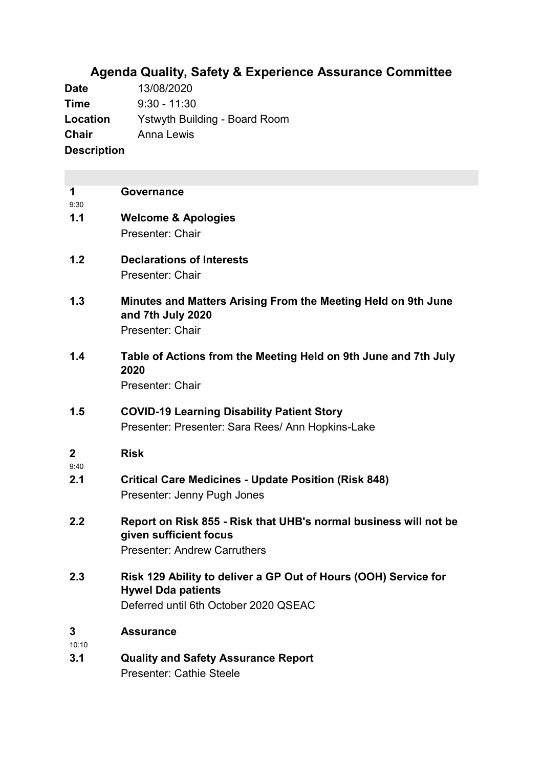# Agenda Quality, Safety & Experience Assurance Committee

**Date** 13/08/2020

**Time** 9:30 - 11:30

**Location** Ystwyth Building - Board Room

**Chair** Anna Lewis

**Description**

**1** **Governance**
9:30

**1.1** **Welcome & Apologies**
Presenter: Chair

**1.2** **Declarations of Interests**
Presenter: Chair

**1.3** **Minutes and Matters Arising From the Meeting Held on 9th June and 7th July 2020**
Presenter: Chair

**1.4** **Table of Actions from the Meeting Held on 9th June and 7th July 2020**
Presenter: Chair

**1.5** **COVID-19 Learning Disability Patient Story**
Presenter: Presenter: Sara Rees/ Ann Hopkins-Lake

**2** **Risk**
9:40

**2.1** **Critical Care Medicines - Update Position (Risk 848)**
Presenter: Jenny Pugh Jones

**2.2** **Report on Risk 855 - Risk that UHB's normal business will not be given sufficient focus**
Presenter: Andrew Carruthers

**2.3** **Risk 129 Ability to deliver a GP Out of Hours (OOH) Service for Hywel Dda patients**
Deferred until 6th October 2020 QSEAC

**3** **Assurance**
10:10

**3.1** **Quality and Safety Assurance Report**
Presenter: Cathie Steele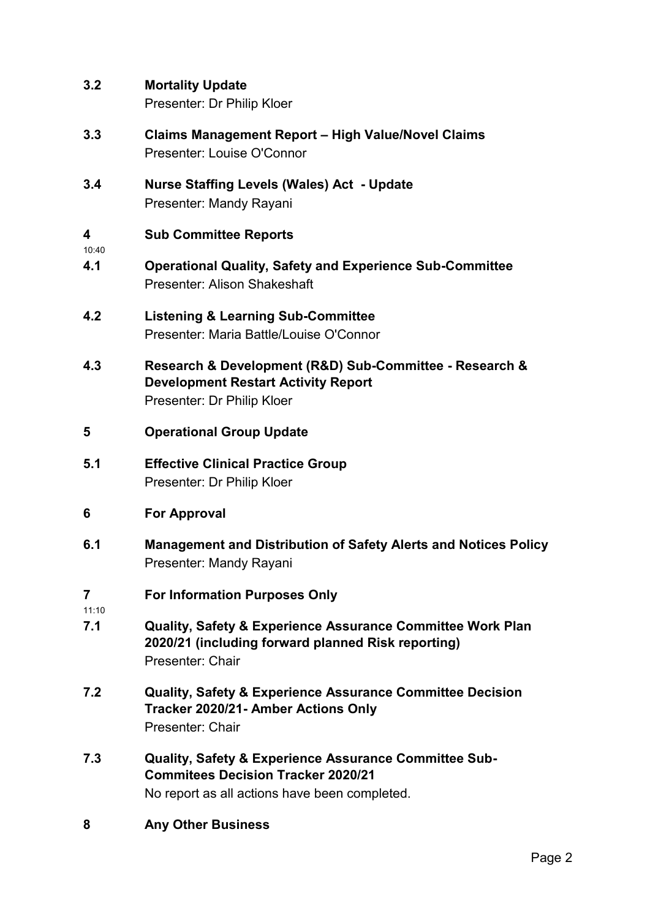**3.2 Mortality Update**
Presenter: Dr Philip Kloer

**3.3 Claims Management Report – High Value/Novel Claims**
Presenter: Louise O'Connor

**3.4 Nurse Staffing Levels (Wales) Act - Update**
Presenter: Mandy Rayani

**4 Sub Committee Reports**
10:40

**4.1 Operational Quality, Safety and Experience Sub-Committee**
Presenter: Alison Shakeshaft

**4.2 Listening & Learning Sub-Committee**
Presenter: Maria Battle/Louise O'Connor

**4.3 Research & Development (R&D) Sub-Committee - Research & Development Restart Activity Report**
Presenter: Dr Philip Kloer

**5 Operational Group Update**

**5.1 Effective Clinical Practice Group**
Presenter: Dr Philip Kloer

**6 For Approval**

**6.1 Management and Distribution of Safety Alerts and Notices Policy**
Presenter: Mandy Rayani

**7 For Information Purposes Only**
11:10

**7.1 Quality, Safety & Experience Assurance Committee Work Plan 2020/21 (including forward planned Risk reporting)**
Presenter: Chair

**7.2 Quality, Safety & Experience Assurance Committee Decision Tracker 2020/21- Amber Actions Only**
Presenter: Chair

**7.3 Quality, Safety & Experience Assurance Committee Sub-Commitees Decision Tracker 2020/21**
No report as all actions have been completed.

**8 Any Other Business**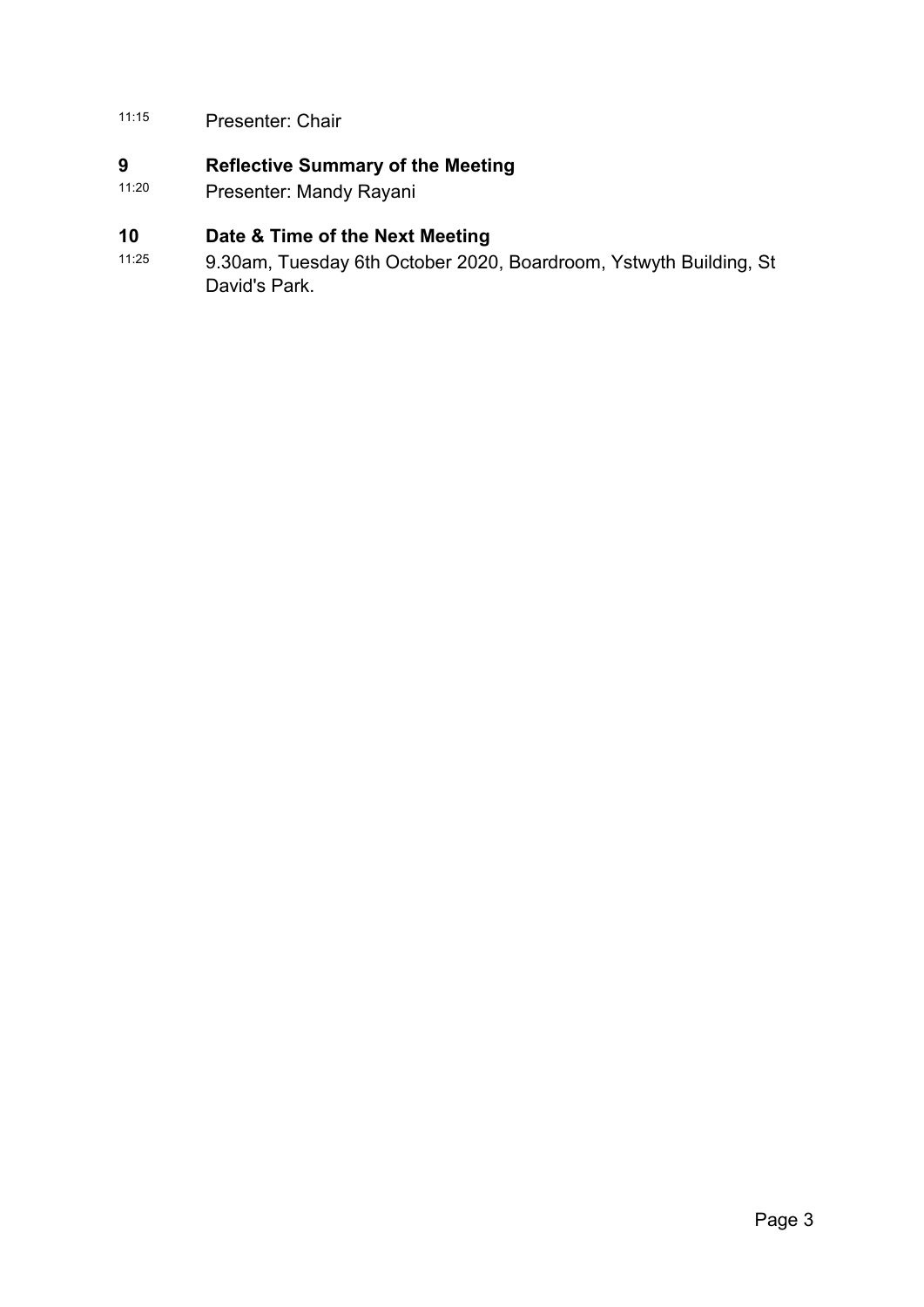11:15 Presenter: Chair

**9 Reflective Summary of the Meeting**

11:20 Presenter: Mandy Rayani

**10 Date & Time of the Next Meeting**

11:25 9.30am, Tuesday 6th October 2020, Boardroom, Ystwyth Building, St David's Park.